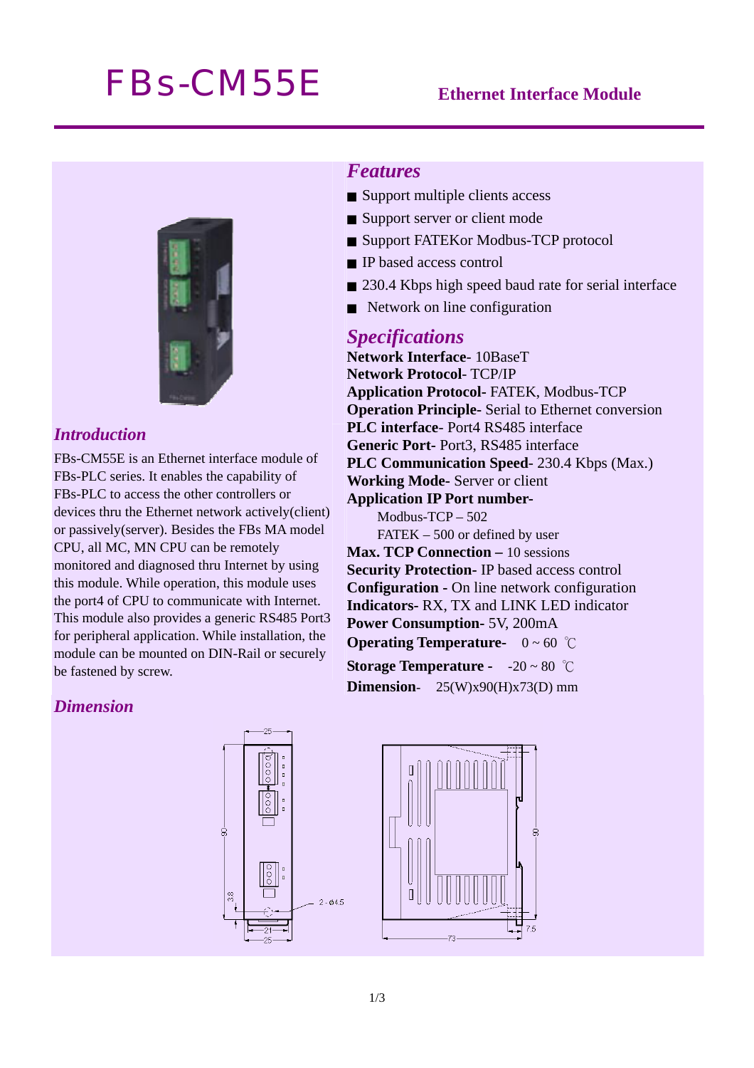# FBs-CM55E

**Ethernet Interface Module**

## *Introduction*

FBs-CM55E is an Ethernet interface module of FBs-PLC series. It enables the capability of FBs-PLC to access the other controllers or devices thru the Ethernet network actively(client) or passively(server). Besides the FBs MA model CPU, all MC, MN CPU can be remotely monitored and diagnosed thru Internet by using this module. While operation, this module uses the port4 of CPU to communicate with Internet. This module also provides a generic RS485 Port3 for peripheral application. While installation, the module can be mounted on DIN-Rail or securely be fastened by screw.

## *Features*

- Support multiple clients access
- Support server or client mode
- Support FATEKor Modbus-TCP protocol
- IP based access control
- 230.4 Kbps high speed baud rate for serial interface
- Network on line configuration

## *Specifications*

**Network Interface**- 10BaseT
**Network Protocol**- TCP/IP
**Application Protocol**- FATEK, Modbus-TCP
**Operation Principle-** Serial to Ethernet conversion
**PLC interface**- Port4 RS485 interface
**Generic Port**- Port3, RS485 interface
**PLC Communication Speed**- 230.4 Kbps (Max.)
**Working Mode**- Server or client
**Application IP Port number-**
Modbus-TCP – 502
FATEK – 500 or defined by user
**Max. TCP Connection –** 10 sessions
**Security Protection**- IP based access control
**Configuration -** On line network configuration
**Indicators**- RX, TX and LINK LED indicator
**Power Consumption**- 5V, 200mA
**Operating Temperature**- 0 ~ 60 ℃
**Storage Temperature -** -20 ~ 80 ℃
**Dimension**- 25(W)x90(H)x73(D) mm

## *Dimension*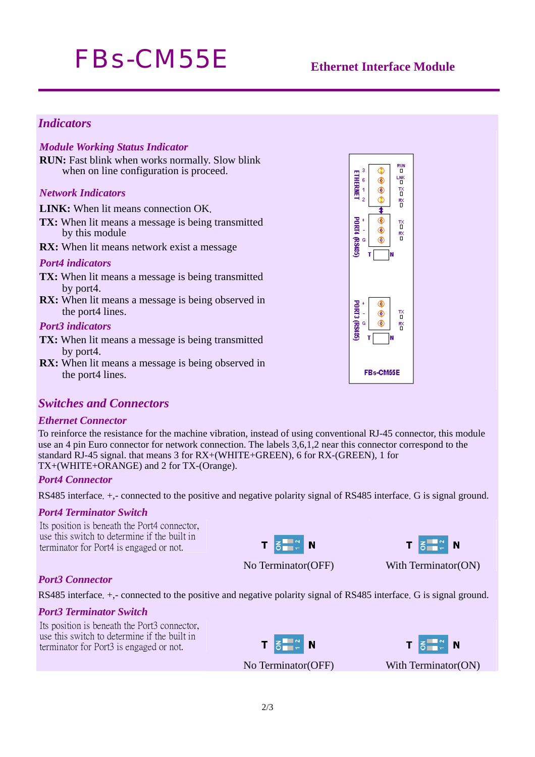# Indicators

### Module Working Status Indicator

**RUN:** Fast blink when works normally. Slow blink when on line configuration is proceed.

### Network Indicators

**LINK:** When lit means connection OK.

**TX:** When lit means a message is being transmitted by this module

**RX:** When lit means network exist a message

### Port4 indicators

**TX:** When lit means a message is being transmitted by port4.

**RX:** When lit means a message is being observed in the port4 lines.

### Port3 indicators

**TX:** When lit means a message is being transmitted by port4.

**RX:** When lit means a message is being observed in the port4 lines.

# Switches and Connectors

### Ethernet Connector

To reinforce the resistance for the machine vibration, instead of using conventional RJ-45 connector, this module use an 4 pin Euro connector for network connection. The labels 3,6,1,2 near this connector correspond to the standard RJ-45 signal. that means 3 for RX+(WHITE+GREEN), 6 for RX-(GREEN), 1 for TX+(WHITE+ORANGE) and 2 for TX-(Orange).

### Port4 Connector

RS485 interface. +,- connected to the positive and negative polarity signal of RS485 interface. G is signal ground.

### Port4 Terminator Switch

Its position is beneath the Port4 connector, use this switch to determine if the built in terminator for Port4 is engaged or not.

No Terminator(OFF)

With Terminator(ON)

### Port3 Connector

RS485 interface. +,- connected to the positive and negative polarity signal of RS485 interface. G is signal ground.

### Port3 Terminator Switch

Its position is beneath the Port3 connector, use this switch to determine if the built in terminator for Port3 is engaged or not.

No Terminator(OFF)

With Terminator(ON)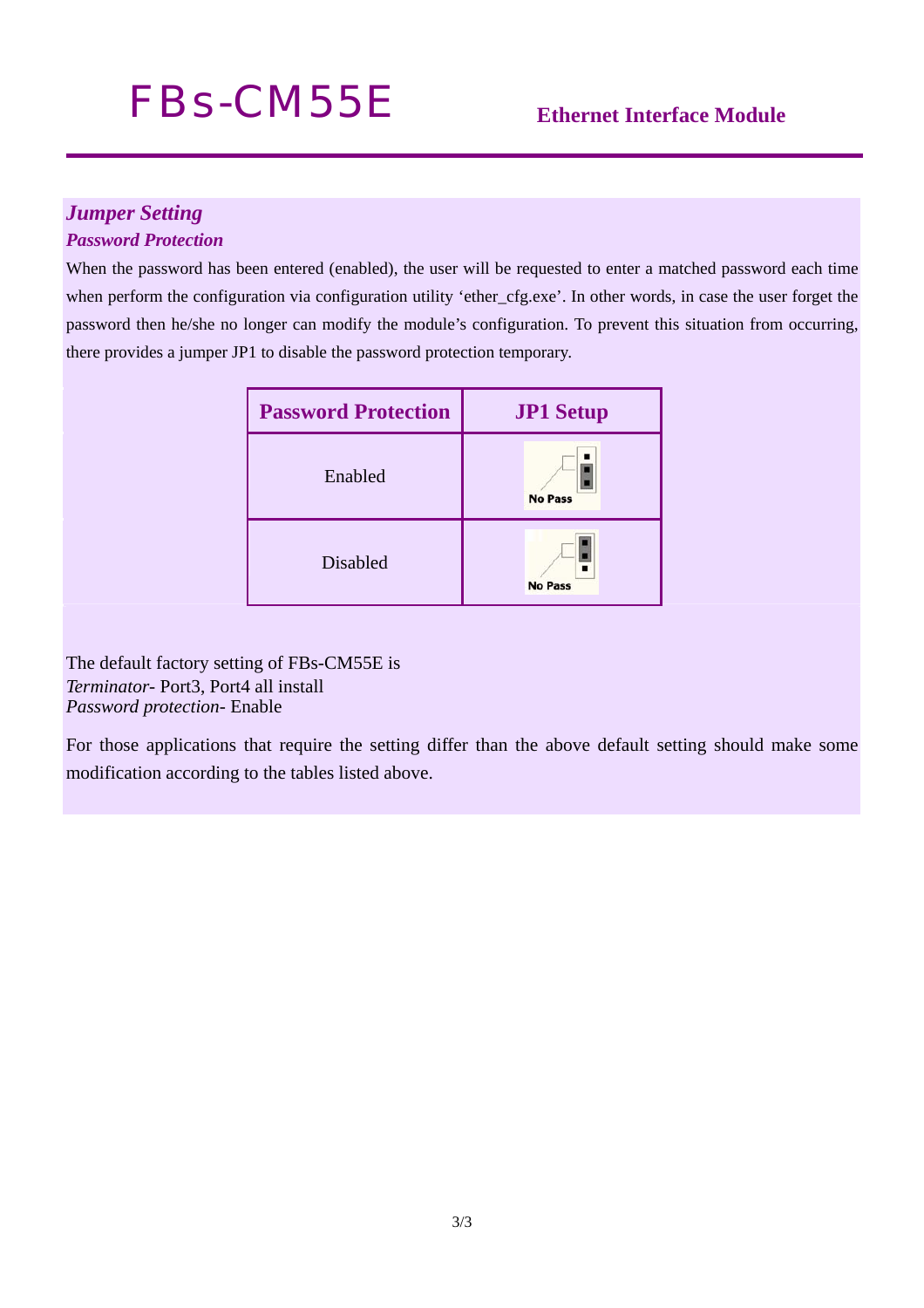## *Jumper Setting*

### *Password Protection*

When the password has been entered (enabled), the user will be requested to enter a matched password each time when perform the configuration via configuration utility 'ether_cfg.exe'. In other words, in case the user forget the password then he/she no longer can modify the module's configuration. To prevent this situation from occurring, there provides a jumper JP1 to disable the password protection temporary.

| Password Protection | JP1 Setup |
|---|---|
| Enabled | No Pass |
| Disabled | No Pass |

The default factory setting of FBs-CM55E is
*Terminator*- Port3, Port4 all install
*Password protection*- Enable

For those applications that require the setting differ than the above default setting should make some modification according to the tables listed above.